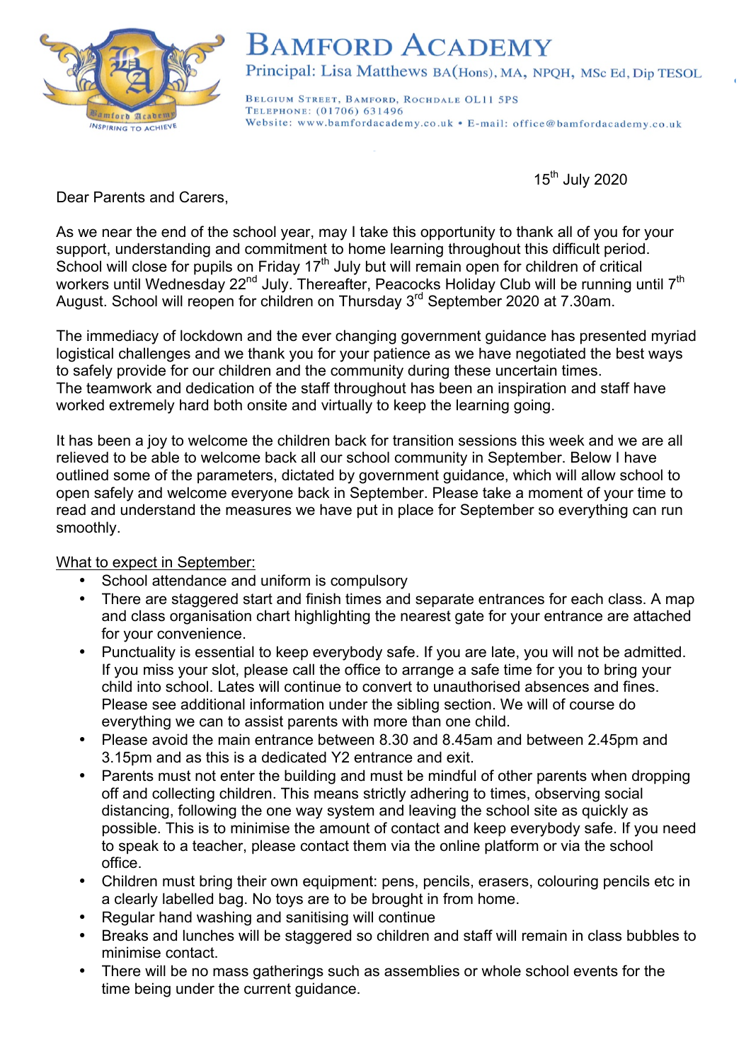# BAMFORD ACADEMY

Principal: Lisa Matthews BA(Hons), MA, NPQH, MSc Ed, Dip TESOL

BELGIUM STREET, BAMFORD, ROCHDALE OL11 5PS
TELEPHONE: (01706) 631496
Website: www.bamfordacademy.co.uk • E-mail: office@bamfordacademy.co.uk

15th July 2020

Dear Parents and Carers,

As we near the end of the school year, may I take this opportunity to thank all of you for your support, understanding and commitment to home learning throughout this difficult period. School will close for pupils on Friday 17th July but will remain open for children of critical workers until Wednesday 22nd July. Thereafter, Peacocks Holiday Club will be running until 7th August. School will reopen for children on Thursday 3rd September 2020 at 7.30am.

The immediacy of lockdown and the ever changing government guidance has presented myriad logistical challenges and we thank you for your patience as we have negotiated the best ways to safely provide for our children and the community during these uncertain times. The teamwork and dedication of the staff throughout has been an inspiration and staff have worked extremely hard both onsite and virtually to keep the learning going.

It has been a joy to welcome the children back for transition sessions this week and we are all relieved to be able to welcome back all our school community in September. Below I have outlined some of the parameters, dictated by government guidance, which will allow school to open safely and welcome everyone back in September. Please take a moment of your time to read and understand the measures we have put in place for September so everything can run smoothly.

<u>What to expect in September:</u>

- School attendance and uniform is compulsory
- There are staggered start and finish times and separate entrances for each class. A map and class organisation chart highlighting the nearest gate for your entrance are attached for your convenience.
- Punctuality is essential to keep everybody safe. If you are late, you will not be admitted. If you miss your slot, please call the office to arrange a safe time for you to bring your child into school. Lates will continue to convert to unauthorised absences and fines. Please see additional information under the sibling section. We will of course do everything we can to assist parents with more than one child.
- Please avoid the main entrance between 8.30 and 8.45am and between 2.45pm and 3.15pm and as this is a dedicated Y2 entrance and exit.
- Parents must not enter the building and must be mindful of other parents when dropping off and collecting children. This means strictly adhering to times, observing social distancing, following the one way system and leaving the school site as quickly as possible. This is to minimise the amount of contact and keep everybody safe. If you need to speak to a teacher, please contact them via the online platform or via the school office.
- Children must bring their own equipment: pens, pencils, erasers, colouring pencils etc in a clearly labelled bag. No toys are to be brought in from home.
- Regular hand washing and sanitising will continue
- Breaks and lunches will be staggered so children and staff will remain in class bubbles to minimise contact.
- There will be no mass gatherings such as assemblies or whole school events for the time being under the current guidance.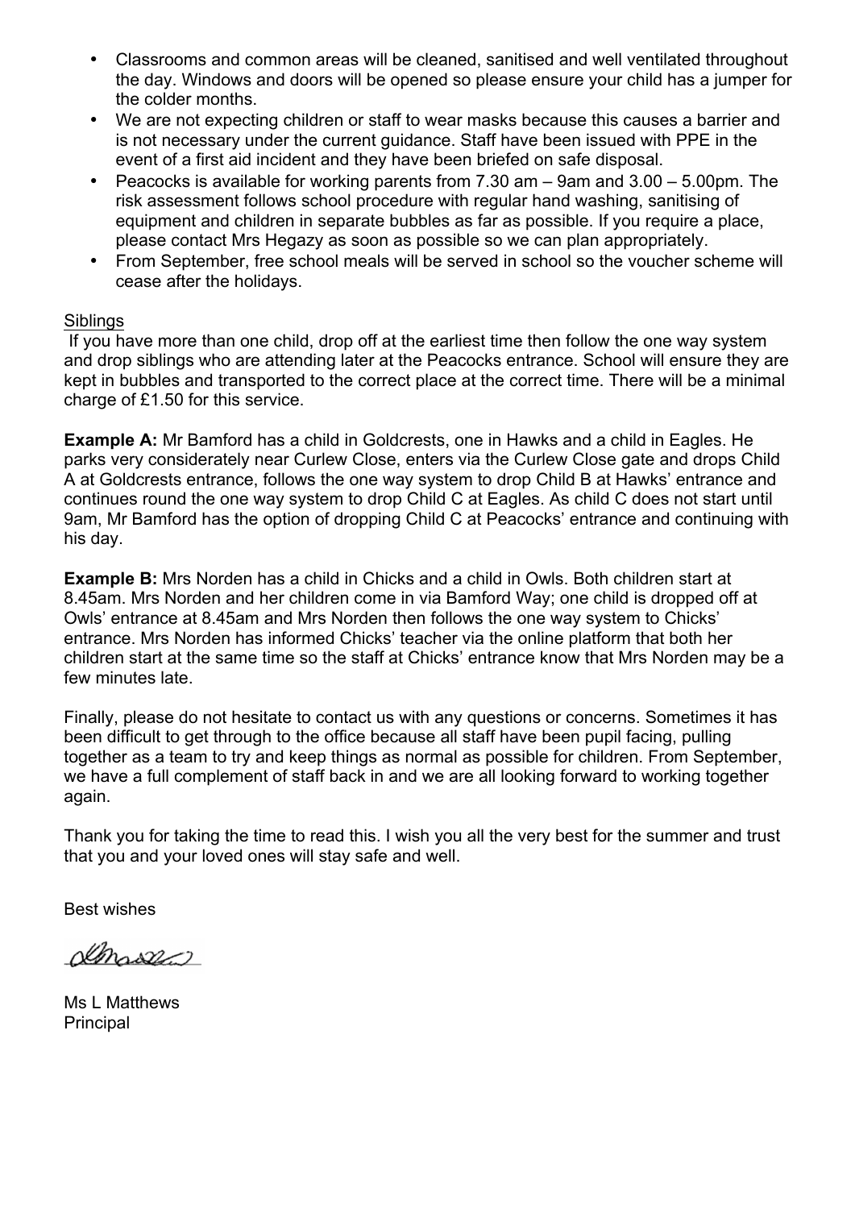- Classrooms and common areas will be cleaned, sanitised and well ventilated throughout the day. Windows and doors will be opened so please ensure your child has a jumper for the colder months.
- We are not expecting children or staff to wear masks because this causes a barrier and is not necessary under the current guidance. Staff have been issued with PPE in the event of a first aid incident and they have been briefed on safe disposal.
- Peacocks is available for working parents from 7.30 am – 9am and 3.00 – 5.00pm. The risk assessment follows school procedure with regular hand washing, sanitising of equipment and children in separate bubbles as far as possible. If you require a place, please contact Mrs Hegazy as soon as possible so we can plan appropriately.
- From September, free school meals will be served in school so the voucher scheme will cease after the holidays.

Siblings

If you have more than one child, drop off at the earliest time then follow the one way system and drop siblings who are attending later at the Peacocks entrance. School will ensure they are kept in bubbles and transported to the correct place at the correct time. There will be a minimal charge of £1.50 for this service.

**Example A:** Mr Bamford has a child in Goldcrests, one in Hawks and a child in Eagles. He parks very considerately near Curlew Close, enters via the Curlew Close gate and drops Child A at Goldcrests entrance, follows the one way system to drop Child B at Hawks' entrance and continues round the one way system to drop Child C at Eagles. As child C does not start until 9am, Mr Bamford has the option of dropping Child C at Peacocks' entrance and continuing with his day.

**Example B:** Mrs Norden has a child in Chicks and a child in Owls. Both children start at 8.45am. Mrs Norden and her children come in via Bamford Way; one child is dropped off at Owls' entrance at 8.45am and Mrs Norden then follows the one way system to Chicks' entrance. Mrs Norden has informed Chicks' teacher via the online platform that both her children start at the same time so the staff at Chicks' entrance know that Mrs Norden may be a few minutes late.

Finally, please do not hesitate to contact us with any questions or concerns. Sometimes it has been difficult to get through to the office because all staff have been pupil facing, pulling together as a team to try and keep things as normal as possible for children. From September, we have a full complement of staff back in and we are all looking forward to working together again.

Thank you for taking the time to read this. I wish you all the very best for the summer and trust that you and your loved ones will stay safe and well.

Best wishes

Ms L Matthews
Principal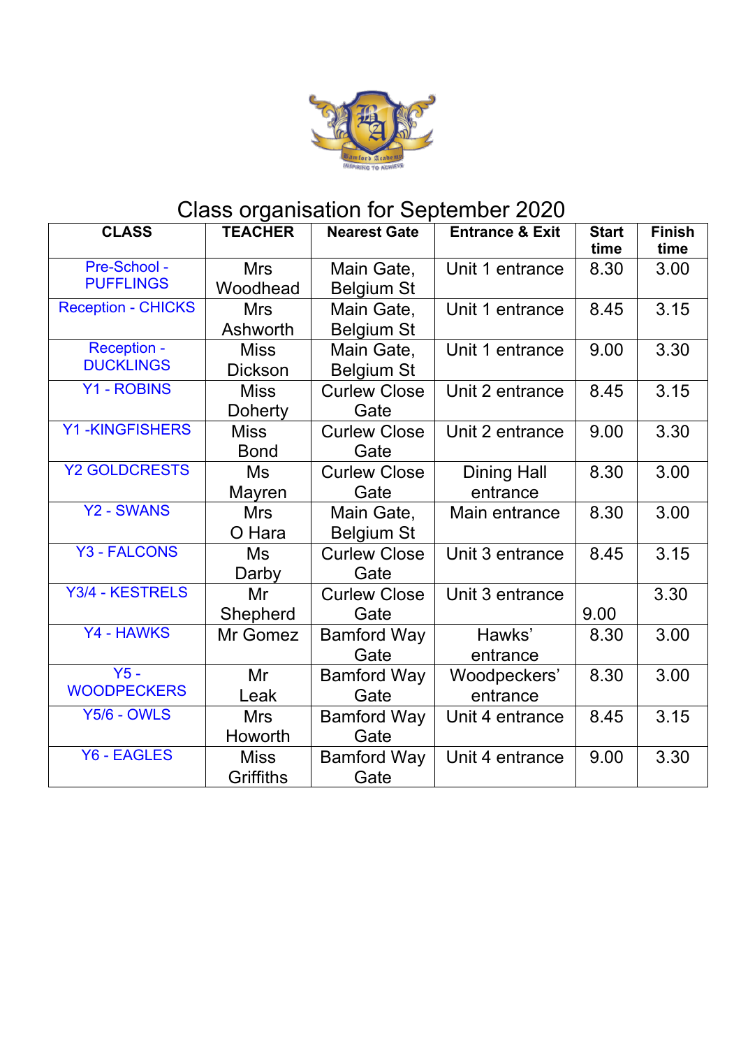# Class organisation for September 2020

| CLASS | TEACHER | Nearest Gate | Entrance & Exit | Start time | Finish time |
|---|---|---|---|---|---|
| Pre-School - PUFFLINGS | Mrs Woodhead | Main Gate, Belgium St | Unit 1 entrance | 8.30 | 3.00 |
| Reception - CHICKS | Mrs Ashworth | Main Gate, Belgium St | Unit 1 entrance | 8.45 | 3.15 |
| Reception - DUCKLINGS | Miss Dickson | Main Gate, Belgium St | Unit 1 entrance | 9.00 | 3.30 |
| Y1 - ROBINS | Miss Doherty | Curlew Close Gate | Unit 2 entrance | 8.45 | 3.15 |
| Y1 -KINGFISHERS | Miss Bond | Curlew Close Gate | Unit 2 entrance | 9.00 | 3.30 |
| Y2 GOLDCRESTS | Ms Mayren | Curlew Close Gate | Dining Hall entrance | 8.30 | 3.00 |
| Y2 - SWANS | Mrs O Hara | Main Gate, Belgium St | Main entrance | 8.30 | 3.00 |
| Y3 - FALCONS | Ms Darby | Curlew Close Gate | Unit 3 entrance | 8.45 | 3.15 |
| Y3/4 - KESTRELS | Mr Shepherd | Curlew Close Gate | Unit 3 entrance | 9.00 | 3.30 |
| Y4 - HAWKS | Mr Gomez | Bamford Way Gate | Hawks' entrance | 8.30 | 3.00 |
| Y5 - WOODPECKERS | Mr Leak | Bamford Way Gate | Woodpeckers' entrance | 8.30 | 3.00 |
| Y5/6 - OWLS | Mrs Howorth | Bamford Way Gate | Unit 4 entrance | 8.45 | 3.15 |
| Y6 - EAGLES | Miss Griffiths | Bamford Way Gate | Unit 4 entrance | 9.00 | 3.30 |